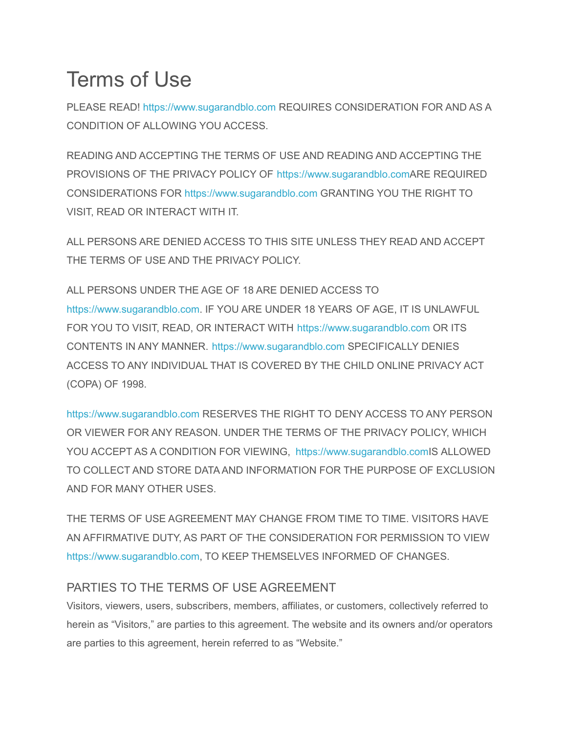# Terms of Use

PLEASE READ! https://www.sugarandblo.com REQUIRES CONSIDERATION FOR AND AS A CONDITION OF ALLOWING YOU ACCESS.

READING AND ACCEPTING THE TERMS OF USE AND READING AND ACCEPTING THE PROVISIONS OF THE PRIVACY POLICY OF https://www.sugarandblo.comARE REQUIRED CONSIDERATIONS FOR https://www.sugarandblo.com GRANTING YOU THE RIGHT TO VISIT, READ OR INTERACT WITH IT.

ALL PERSONS ARE DENIED ACCESS TO THIS SITE UNLESS THEY READ AND ACCEPT THE TERMS OF USE AND THE PRIVACY POLICY.

ALL PERSONS UNDER THE AGE OF 18 ARE DENIED ACCESS TO https://www.sugarandblo.com. IF YOU ARE UNDER 18 YEARS OF AGE, IT IS UNLAWFUL FOR YOU TO VISIT, READ, OR INTERACT WITH https://www.sugarandblo.com OR ITS CONTENTS IN ANY MANNER. https://www.sugarandblo.com SPECIFICALLY DENIES ACCESS TO ANY INDIVIDUAL THAT IS COVERED BY THE CHILD ONLINE PRIVACY ACT (COPA) OF 1998.

https://www.sugarandblo.com RESERVES THE RIGHT TO DENY ACCESS TO ANY PERSON OR VIEWER FOR ANY REASON. UNDER THE TERMS OF THE PRIVACY POLICY, WHICH YOU ACCEPT AS A CONDITION FOR VIEWING, https://www.sugarandblo.comIS ALLOWED TO COLLECT AND STORE DATA AND INFORMATION FOR THE PURPOSE OF EXCLUSION AND FOR MANY OTHER USES.

THE TERMS OF USE AGREEMENT MAY CHANGE FROM TIME TO TIME. VISITORS HAVE AN AFFIRMATIVE DUTY, AS PART OF THE CONSIDERATION FOR PERMISSION TO VIEW https://www.sugarandblo.com, TO KEEP THEMSELVES INFORMED OF CHANGES.

## PARTIES TO THE TERMS OF USE AGREEMENT

Visitors, viewers, users, subscribers, members, affiliates, or customers, collectively referred to herein as "Visitors," are parties to this agreement. The website and its owners and/or operators are parties to this agreement, herein referred to as "Website."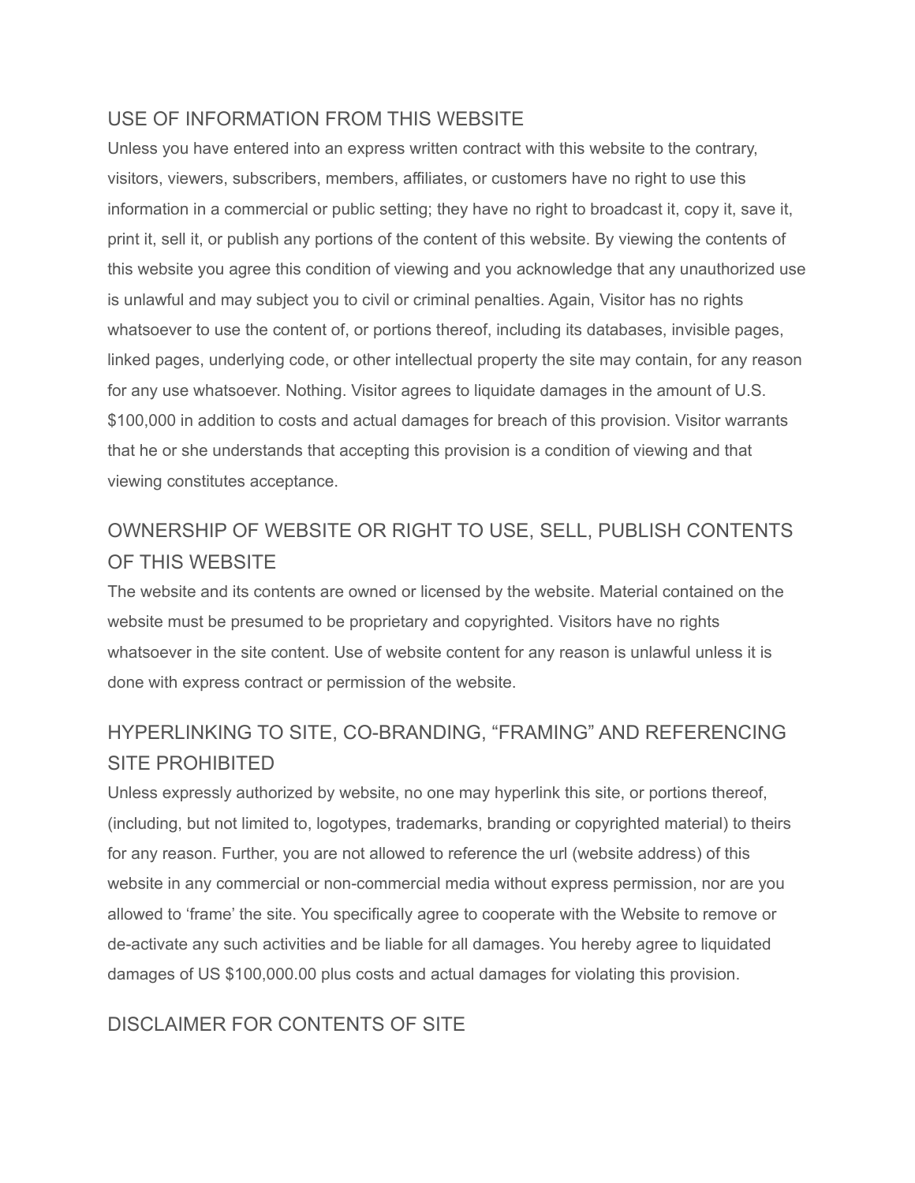## USE OF INFORMATION FROM THIS WEBSITE

Unless you have entered into an express written contract with this website to the contrary, visitors, viewers, subscribers, members, affiliates, or customers have no right to use this information in a commercial or public setting; they have no right to broadcast it, copy it, save it, print it, sell it, or publish any portions of the content of this website. By viewing the contents of this website you agree this condition of viewing and you acknowledge that any unauthorized use is unlawful and may subject you to civil or criminal penalties. Again, Visitor has no rights whatsoever to use the content of, or portions thereof, including its databases, invisible pages, linked pages, underlying code, or other intellectual property the site may contain, for any reason for any use whatsoever. Nothing. Visitor agrees to liquidate damages in the amount of U.S. $100,000 in addition to costs and actual damages for breach of this provision. Visitor warrants that he or she understands that accepting this provision is a condition of viewing and that viewing constitutes acceptance.

## OWNERSHIP OF WEBSITE OR RIGHT TO USE, SELL, PUBLISH CONTENTS OF THIS WEBSITE

The website and its contents are owned or licensed by the website. Material contained on the website must be presumed to be proprietary and copyrighted. Visitors have no rights whatsoever in the site content. Use of website content for any reason is unlawful unless it is done with express contract or permission of the website.

## HYPERLINKING TO SITE, CO-BRANDING, "FRAMING" AND REFERENCING SITE PROHIBITED

Unless expressly authorized by website, no one may hyperlink this site, or portions thereof, (including, but not limited to, logotypes, trademarks, branding or copyrighted material) to theirs for any reason. Further, you are not allowed to reference the url (website address) of this website in any commercial or non-commercial media without express permission, nor are you allowed to 'frame' the site. You specifically agree to cooperate with the Website to remove or de-activate any such activities and be liable for all damages. You hereby agree to liquidated damages of US $100,000.00 plus costs and actual damages for violating this provision.

## DISCLAIMER FOR CONTENTS OF SITE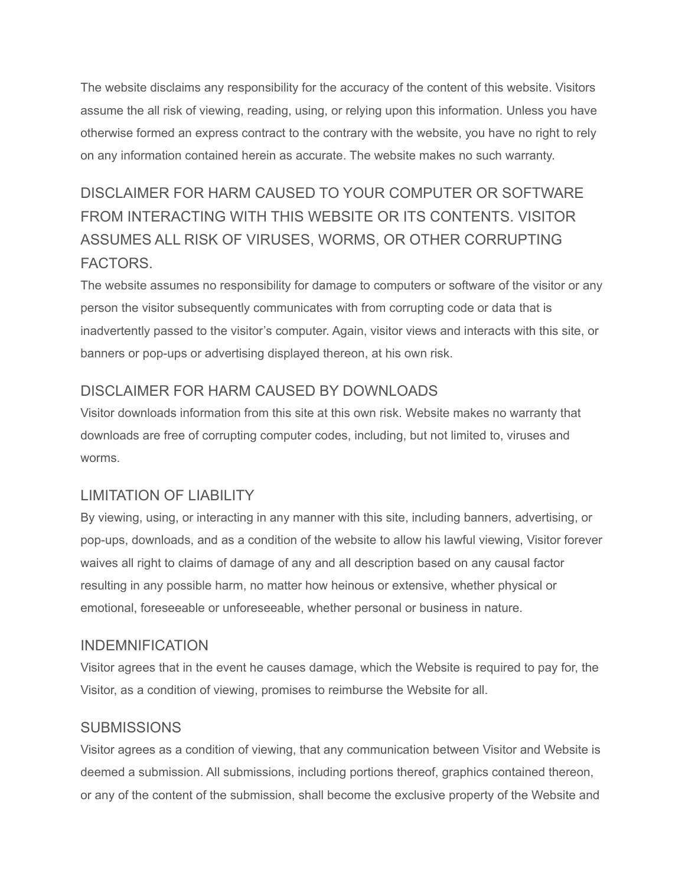The website disclaims any responsibility for the accuracy of the content of this website. Visitors assume the all risk of viewing, reading, using, or relying upon this information. Unless you have otherwise formed an express contract to the contrary with the website, you have no right to rely on any information contained herein as accurate. The website makes no such warranty.

## DISCLAIMER FOR HARM CAUSED TO YOUR COMPUTER OR SOFTWARE FROM INTERACTING WITH THIS WEBSITE OR ITS CONTENTS. VISITOR ASSUMES ALL RISK OF VIRUSES, WORMS, OR OTHER CORRUPTING FACTORS.

The website assumes no responsibility for damage to computers or software of the visitor or any person the visitor subsequently communicates with from corrupting code or data that is inadvertently passed to the visitor's computer. Again, visitor views and interacts with this site, or banners or pop-ups or advertising displayed thereon, at his own risk.

### DISCLAIMER FOR HARM CAUSED BY DOWNLOADS

Visitor downloads information from this site at this own risk. Website makes no warranty that downloads are free of corrupting computer codes, including, but not limited to, viruses and worms.

### LIMITATION OF LIABILITY

By viewing, using, or interacting in any manner with this site, including banners, advertising, or pop-ups, downloads, and as a condition of the website to allow his lawful viewing, Visitor forever waives all right to claims of damage of any and all description based on any causal factor resulting in any possible harm, no matter how heinous or extensive, whether physical or emotional, foreseeable or unforeseeable, whether personal or business in nature.

### INDEMNIFICATION

Visitor agrees that in the event he causes damage, which the Website is required to pay for, the Visitor, as a condition of viewing, promises to reimburse the Website for all.

### SUBMISSIONS

Visitor agrees as a condition of viewing, that any communication between Visitor and Website is deemed a submission. All submissions, including portions thereof, graphics contained thereon, or any of the content of the submission, shall become the exclusive property of the Website and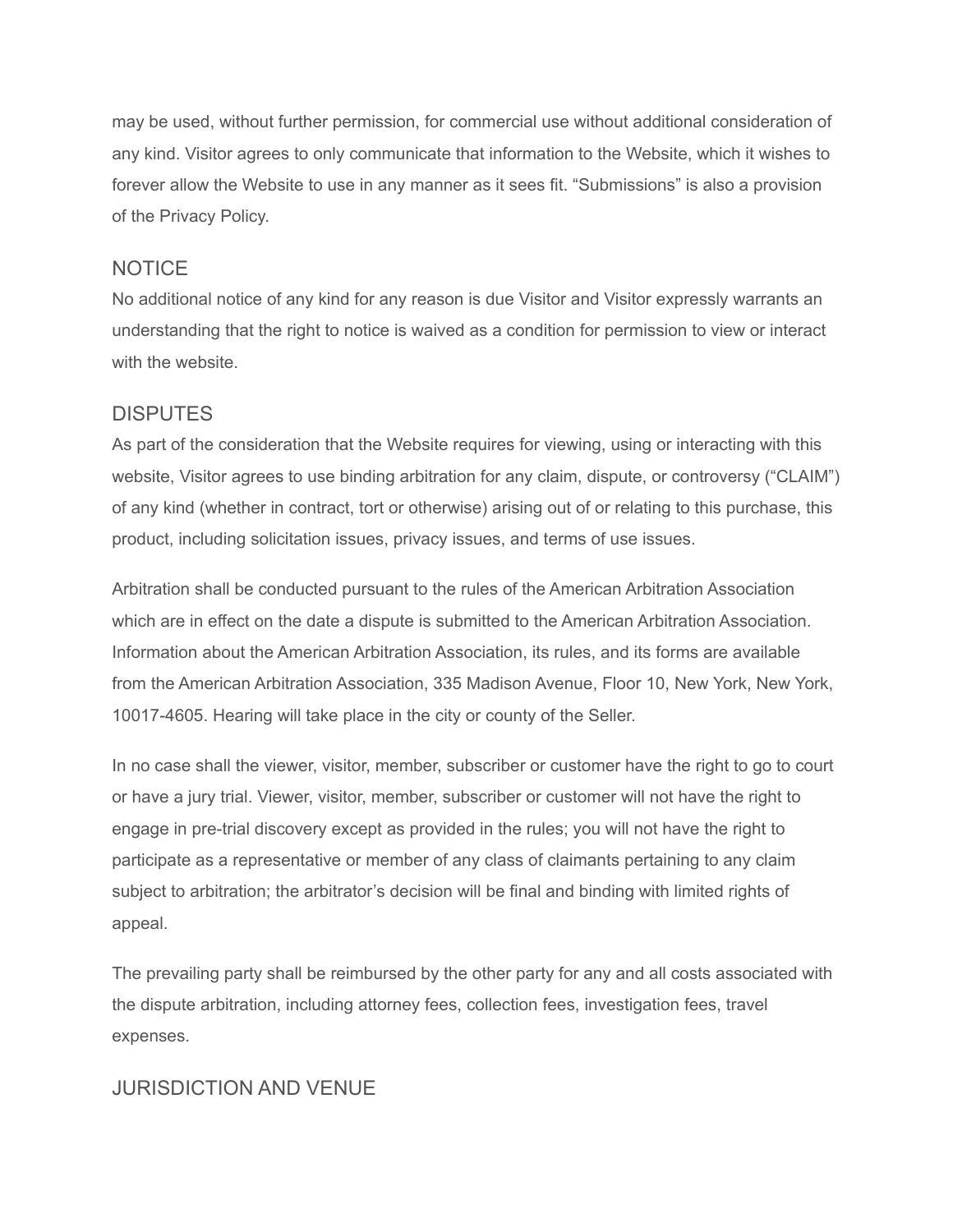may be used, without further permission, for commercial use without additional consideration of any kind. Visitor agrees to only communicate that information to the Website, which it wishes to forever allow the Website to use in any manner as it sees fit. “Submissions” is also a provision of the Privacy Policy.

## NOTICE

No additional notice of any kind for any reason is due Visitor and Visitor expressly warrants an understanding that the right to notice is waived as a condition for permission to view or interact with the website.

## DISPUTES

As part of the consideration that the Website requires for viewing, using or interacting with this website, Visitor agrees to use binding arbitration for any claim, dispute, or controversy (“CLAIM”) of any kind (whether in contract, tort or otherwise) arising out of or relating to this purchase, this product, including solicitation issues, privacy issues, and terms of use issues.

Arbitration shall be conducted pursuant to the rules of the American Arbitration Association which are in effect on the date a dispute is submitted to the American Arbitration Association. Information about the American Arbitration Association, its rules, and its forms are available from the American Arbitration Association, 335 Madison Avenue, Floor 10, New York, New York, 10017-4605. Hearing will take place in the city or county of the Seller.

In no case shall the viewer, visitor, member, subscriber or customer have the right to go to court or have a jury trial. Viewer, visitor, member, subscriber or customer will not have the right to engage in pre-trial discovery except as provided in the rules; you will not have the right to participate as a representative or member of any class of claimants pertaining to any claim subject to arbitration; the arbitrator’s decision will be final and binding with limited rights of appeal.

The prevailing party shall be reimbursed by the other party for any and all costs associated with the dispute arbitration, including attorney fees, collection fees, investigation fees, travel expenses.

## JURISDICTION AND VENUE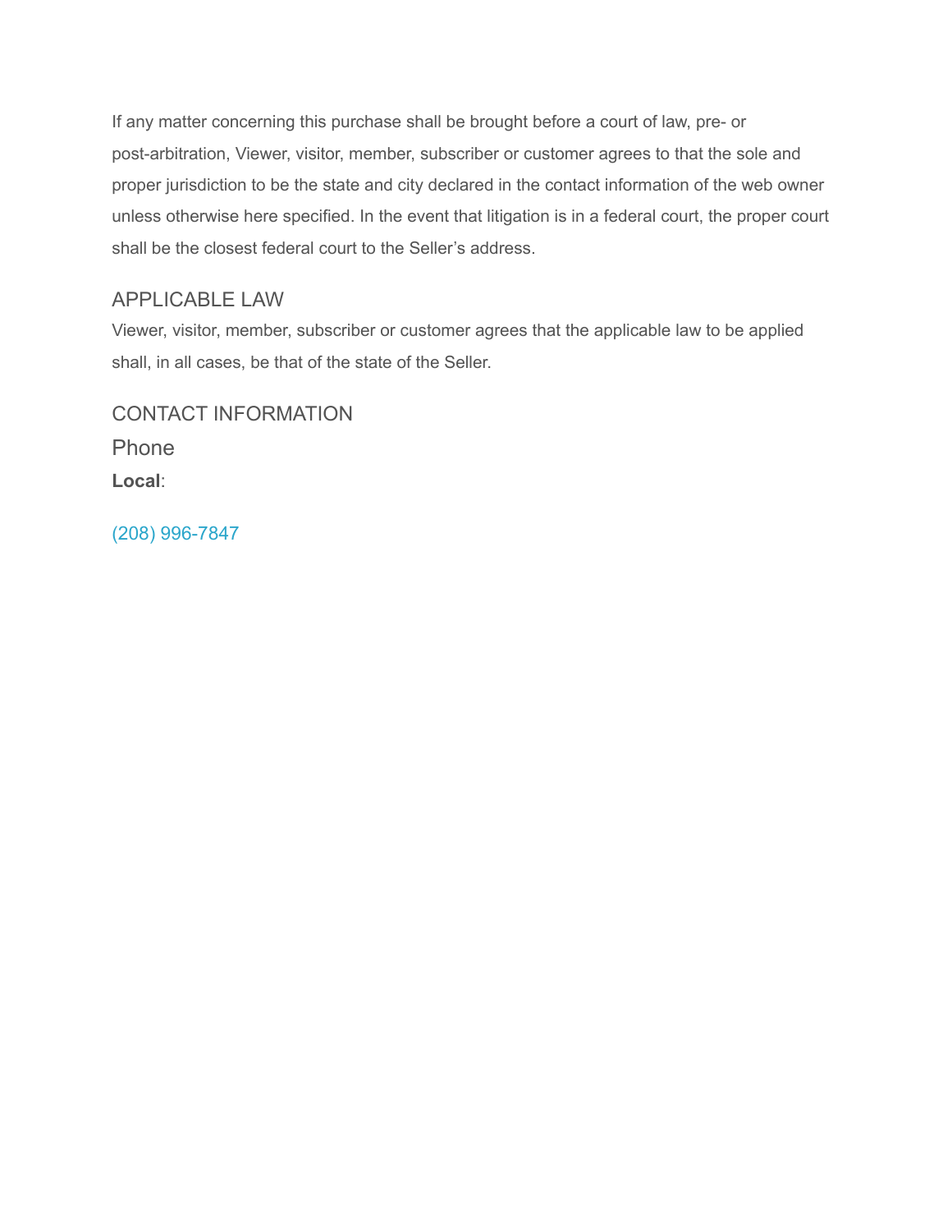If any matter concerning this purchase shall be brought before a court of law, pre- or post-arbitration, Viewer, visitor, member, subscriber or customer agrees to that the sole and proper jurisdiction to be the state and city declared in the contact information of the web owner unless otherwise here specified. In the event that litigation is in a federal court, the proper court shall be the closest federal court to the Seller's address.

## APPLICABLE LAW

Viewer, visitor, member, subscriber or customer agrees that the applicable law to be applied shall, in all cases, be that of the state of the Seller.

## CONTACT INFORMATION

### Phone

**Local**:

(208) 996-7847